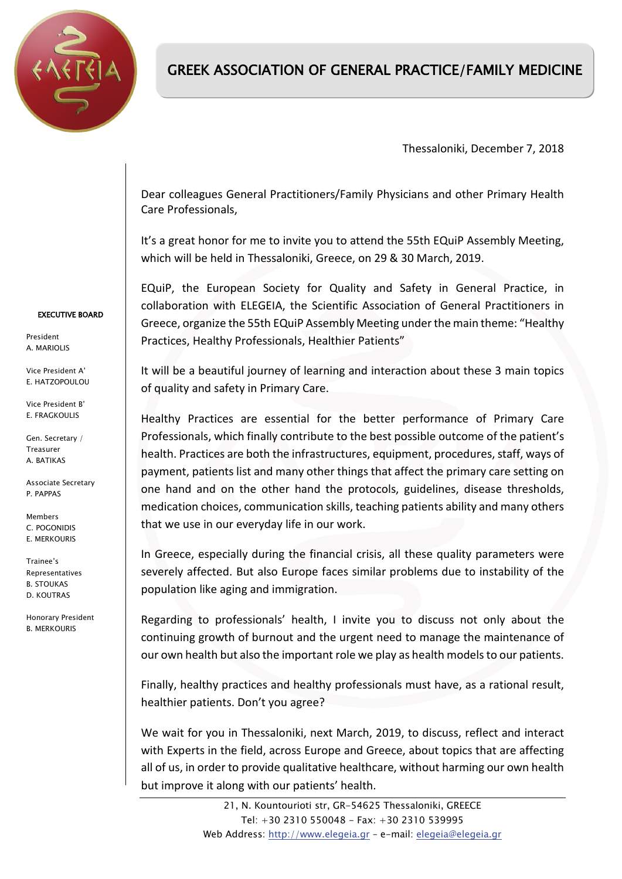# GREEK ASSOCIATION OF GENERAL PRACTICE/FAMILY MEDICINE

**EXECUTIVE BOARD**

President
A. MARIOLIS

Vice President A'
E. HATZOPOULOU

Vice President B'
E. FRAGKOULIS

Gen. Secretary / Treasurer
A. BATIKAS

Associate Secretary
P. PAPPAS

Members
C. POGONIDIS
E. MERKOURIS

Trainee's Representatives
B. STOUKAS
D. KOUTRAS

Honorary President
B. MERKOURIS

Thessaloniki, December 7, 2018

Dear colleagues General Practitioners/Family Physicians and other Primary Health Care Professionals,

It's a great honor for me to invite you to attend the 55th EQuiP Assembly Meeting, which will be held in Thessaloniki, Greece, on 29 & 30 March, 2019.

EQuiP, the European Society for Quality and Safety in General Practice, in collaboration with ELEGEIA, the Scientific Association of General Practitioners in Greece, organize the 55th EQuiP Assembly Meeting under the main theme: "Healthy Practices, Healthy Professionals, Healthier Patients"

It will be a beautiful journey of learning and interaction about these 3 main topics of quality and safety in Primary Care.

Healthy Practices are essential for the better performance of Primary Care Professionals, which finally contribute to the best possible outcome of the patient's health. Practices are both the infrastructures, equipment, procedures, staff, ways of payment, patients list and many other things that affect the primary care setting on one hand and on the other hand the protocols, guidelines, disease thresholds, medication choices, communication skills, teaching patients ability and many others that we use in our everyday life in our work.

In Greece, especially during the financial crisis, all these quality parameters were severely affected. But also Europe faces similar problems due to instability of the population like aging and immigration.

Regarding to professionals' health, I invite you to discuss not only about the continuing growth of burnout and the urgent need to manage the maintenance of our own health but also the important role we play as health models to our patients.

Finally, healthy practices and healthy professionals must have, as a rational result, healthier patients. Don't you agree?

We wait for you in Thessaloniki, next March, 2019, to discuss, reflect and interact with Experts in the field, across Europe and Greece, about topics that are affecting all of us, in order to provide qualitative healthcare, without harming our own health but improve it along with our patients' health.

21, N. Kountourioti str, GR-54625 Thessaloniki, GREECE
Tel: +30 2310 550048 - Fax: +30 2310 539995
Web Address: http://www.elegeia.gr - e-mail: elegeia@elegeia.gr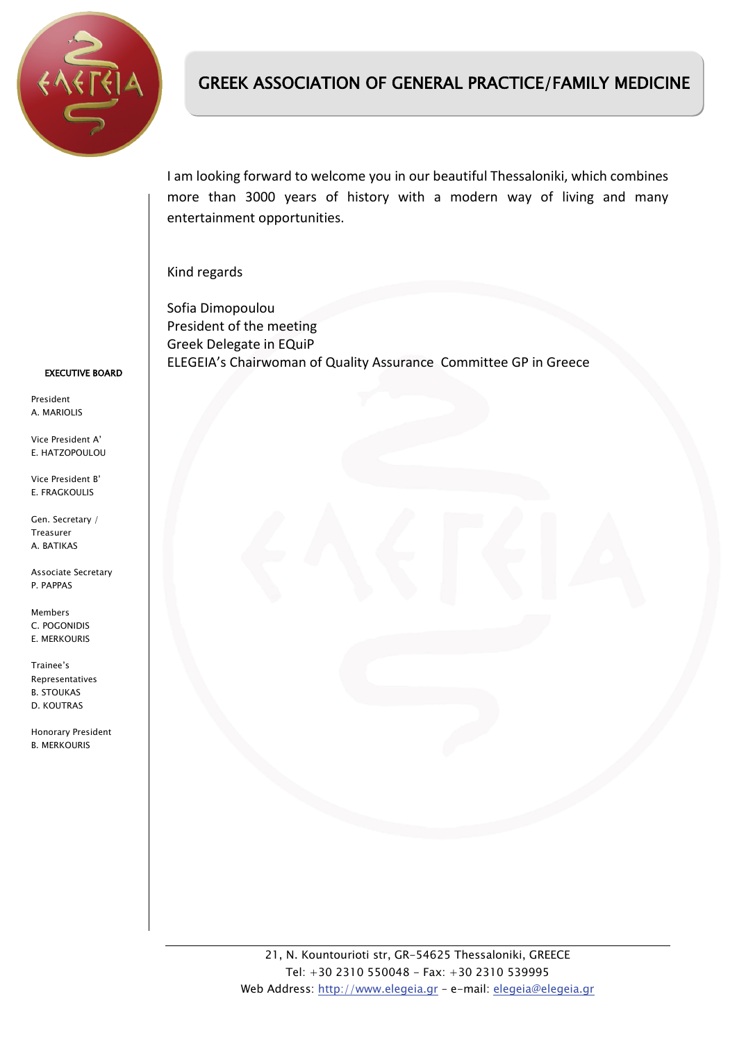# GREEK ASSOCIATION OF GENERAL PRACTICE/FAMILY MEDICINE

I am looking forward to welcome you in our beautiful Thessaloniki, which combines more than 3000 years of history with a modern way of living and many entertainment opportunities.

Kind regards

Sofia Dimopoulou
President of the meeting
Greek Delegate in EQuiP
ELEGEIA's Chairwoman of Quality Assurance Committee GP in Greece

**EXECUTIVE BOARD**

President
A. MARIOLIS

Vice President A'
E. HATZOPOULOU

Vice President B'
E. FRAGKOULIS

Gen. Secretary / Treasurer
A. BATIKAS

Associate Secretary
P. PAPPAS

Members
C. POGONIDIS
E. MERKOURIS

Trainee's Representatives
B. STOUKAS
D. KOUTRAS

Honorary President
B. MERKOURIS

21, N. Kountourioti str, GR-54625 Thessaloniki, GREECE
Tel: +30 2310 550048 - Fax: +30 2310 539995
Web Address: http://www.elegeia.gr - e-mail: elegeia@elegeia.gr